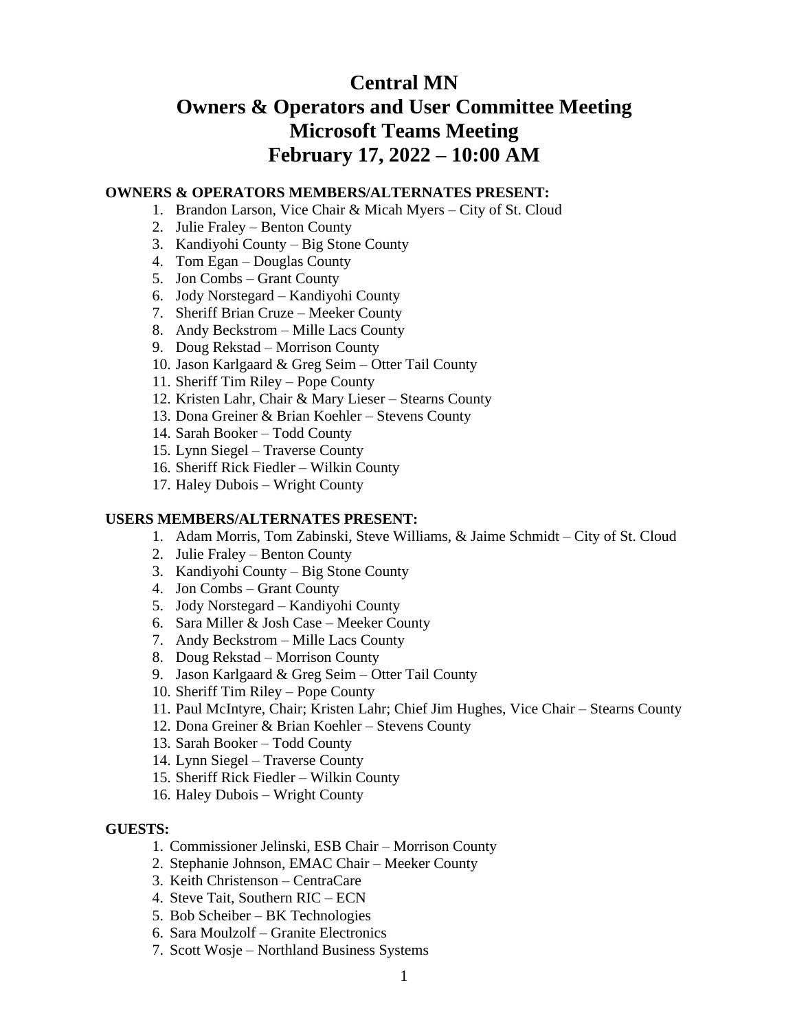# Central MN
# Owners & Operators and User Committee Meeting
# Microsoft Teams Meeting
# February 17, 2022 – 10:00 AM

**OWNERS & OPERATORS MEMBERS/ALTERNATES PRESENT:**

1. Brandon Larson, Vice Chair & Micah Myers – City of St. Cloud
2. Julie Fraley – Benton County
3. Kandiyohi County – Big Stone County
4. Tom Egan – Douglas County
5. Jon Combs – Grant County
6. Jody Norstegard – Kandiyohi County
7. Sheriff Brian Cruze – Meeker County
8. Andy Beckstrom – Mille Lacs County
9. Doug Rekstad – Morrison County
10. Jason Karlgaard & Greg Seim – Otter Tail County
11. Sheriff Tim Riley – Pope County
12. Kristen Lahr, Chair & Mary Lieser – Stearns County
13. Dona Greiner & Brian Koehler – Stevens County
14. Sarah Booker – Todd County
15. Lynn Siegel – Traverse County
16. Sheriff Rick Fiedler – Wilkin County
17. Haley Dubois – Wright County

**USERS MEMBERS/ALTERNATES PRESENT:**

1. Adam Morris, Tom Zabinski, Steve Williams, & Jaime Schmidt – City of St. Cloud
2. Julie Fraley – Benton County
3. Kandiyohi County – Big Stone County
4. Jon Combs – Grant County
5. Jody Norstegard – Kandiyohi County
6. Sara Miller & Josh Case – Meeker County
7. Andy Beckstrom – Mille Lacs County
8. Doug Rekstad – Morrison County
9. Jason Karlgaard & Greg Seim – Otter Tail County
10. Sheriff Tim Riley – Pope County
11. Paul McIntyre, Chair; Kristen Lahr; Chief Jim Hughes, Vice Chair – Stearns County
12. Dona Greiner & Brian Koehler – Stevens County
13. Sarah Booker – Todd County
14. Lynn Siegel – Traverse County
15. Sheriff Rick Fiedler – Wilkin County
16. Haley Dubois – Wright County

**GUESTS:**

1. Commissioner Jelinski, ESB Chair – Morrison County
2. Stephanie Johnson, EMAC Chair – Meeker County
3. Keith Christenson – CentraCare
4. Steve Tait, Southern RIC – ECN
5. Bob Scheiber – BK Technologies
6. Sara Moulzolf – Granite Electronics
7. Scott Wosje – Northland Business Systems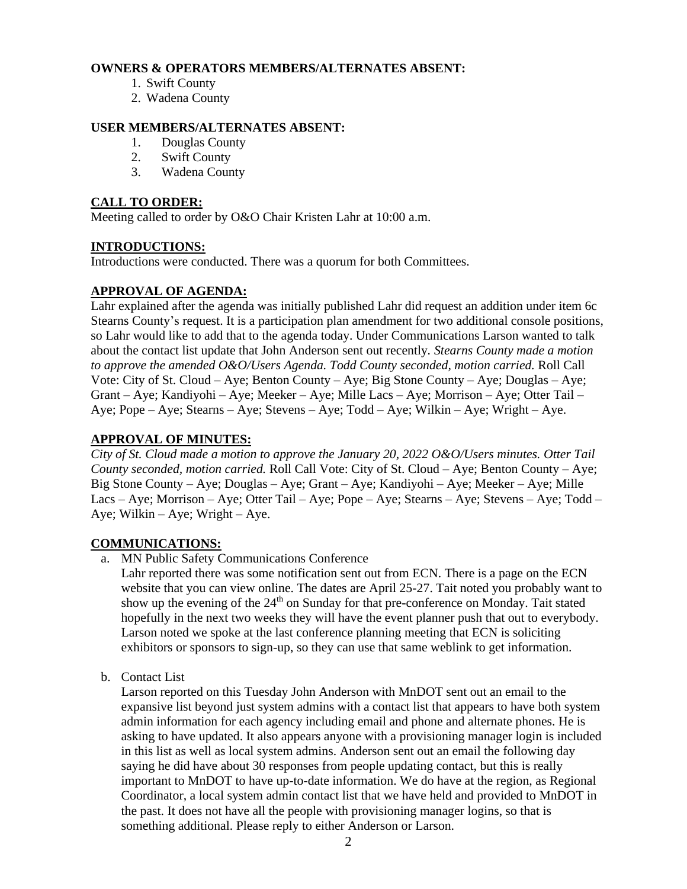**OWNERS & OPERATORS MEMBERS/ALTERNATES ABSENT:**

1. Swift County
2. Wadena County

**USER MEMBERS/ALTERNATES ABSENT:**

1. Douglas County
2. Swift County
3. Wadena County

## CALL TO ORDER:

Meeting called to order by O&O Chair Kristen Lahr at 10:00 a.m.

## INTRODUCTIONS:

Introductions were conducted. There was a quorum for both Committees.

## APPROVAL OF AGENDA:

Lahr explained after the agenda was initially published Lahr did request an addition under item 6c Stearns County's request. It is a participation plan amendment for two additional console positions, so Lahr would like to add that to the agenda today. Under Communications Larson wanted to talk about the contact list update that John Anderson sent out recently. *Stearns County made a motion to approve the amended O&O/Users Agenda. Todd County seconded, motion carried.* Roll Call Vote: City of St. Cloud – Aye; Benton County – Aye; Big Stone County – Aye; Douglas – Aye; Grant – Aye; Kandiyohi – Aye; Meeker – Aye; Mille Lacs – Aye; Morrison – Aye; Otter Tail – Aye; Pope – Aye; Stearns – Aye; Stevens – Aye; Todd – Aye; Wilkin – Aye; Wright – Aye.

## APPROVAL OF MINUTES:

*City of St. Cloud made a motion to approve the January 20, 2022 O&O/Users minutes. Otter Tail County seconded, motion carried.* Roll Call Vote: City of St. Cloud – Aye; Benton County – Aye; Big Stone County – Aye; Douglas – Aye; Grant – Aye; Kandiyohi – Aye; Meeker – Aye; Mille Lacs – Aye; Morrison – Aye; Otter Tail – Aye; Pope – Aye; Stearns – Aye; Stevens – Aye; Todd – Aye; Wilkin – Aye; Wright – Aye.

## COMMUNICATIONS:

a. MN Public Safety Communications Conference

   Lahr reported there was some notification sent out from ECN. There is a page on the ECN website that you can view online. The dates are April 25-27. Tait noted you probably want to show up the evening of the 24th on Sunday for that pre-conference on Monday. Tait stated hopefully in the next two weeks they will have the event planner push that out to everybody. Larson noted we spoke at the last conference planning meeting that ECN is soliciting exhibitors or sponsors to sign-up, so they can use that same weblink to get information.

b. Contact List

   Larson reported on this Tuesday John Anderson with MnDOT sent out an email to the expansive list beyond just system admins with a contact list that appears to have both system admin information for each agency including email and phone and alternate phones. He is asking to have updated. It also appears anyone with a provisioning manager login is included in this list as well as local system admins. Anderson sent out an email the following day saying he did have about 30 responses from people updating contact, but this is really important to MnDOT to have up-to-date information. We do have at the region, as Regional Coordinator, a local system admin contact list that we have held and provided to MnDOT in the past. It does not have all the people with provisioning manager logins, so that is something additional. Please reply to either Anderson or Larson.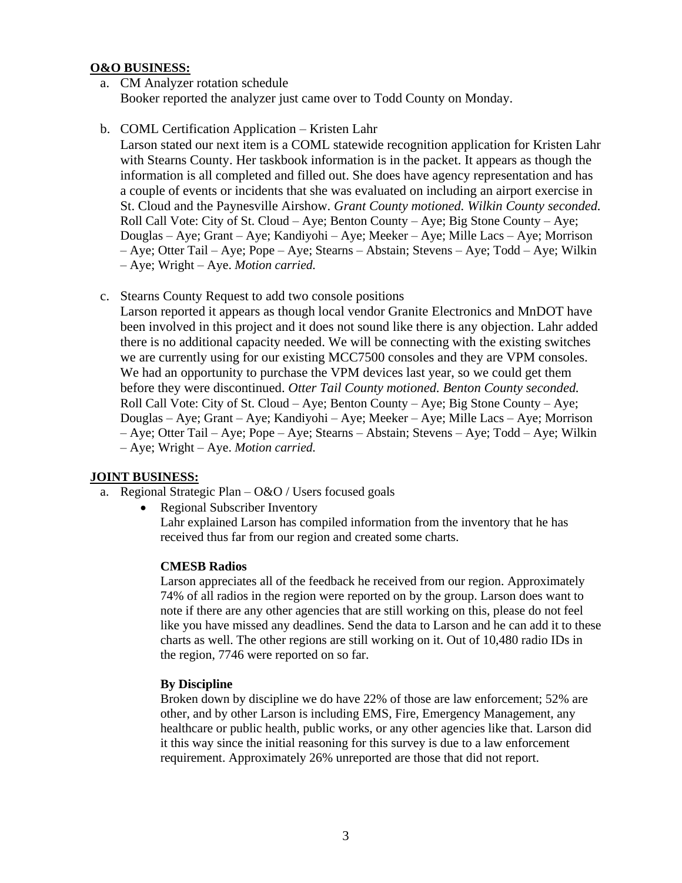**O&O BUSINESS:**

a. CM Analyzer rotation schedule
   Booker reported the analyzer just came over to Todd County on Monday.

b. COML Certification Application – Kristen Lahr
   Larson stated our next item is a COML statewide recognition application for Kristen Lahr with Stearns County. Her taskbook information is in the packet. It appears as though the information is all completed and filled out. She does have agency representation and has a couple of events or incidents that she was evaluated on including an airport exercise in St. Cloud and the Paynesville Airshow. *Grant County motioned. Wilkin County seconded.* Roll Call Vote: City of St. Cloud – Aye; Benton County – Aye; Big Stone County – Aye; Douglas – Aye; Grant – Aye; Kandiyohi – Aye; Meeker – Aye; Mille Lacs – Aye; Morrison – Aye; Otter Tail – Aye; Pope – Aye; Stearns – Abstain; Stevens – Aye; Todd – Aye; Wilkin – Aye; Wright – Aye. *Motion carried.*

c. Stearns County Request to add two console positions
   Larson reported it appears as though local vendor Granite Electronics and MnDOT have been involved in this project and it does not sound like there is any objection. Lahr added there is no additional capacity needed. We will be connecting with the existing switches we are currently using for our existing MCC7500 consoles and they are VPM consoles. We had an opportunity to purchase the VPM devices last year, so we could get them before they were discontinued. *Otter Tail County motioned. Benton County seconded.* Roll Call Vote: City of St. Cloud – Aye; Benton County – Aye; Big Stone County – Aye; Douglas – Aye; Grant – Aye; Kandiyohi – Aye; Meeker – Aye; Mille Lacs – Aye; Morrison – Aye; Otter Tail – Aye; Pope – Aye; Stearns – Abstain; Stevens – Aye; Todd – Aye; Wilkin – Aye; Wright – Aye. *Motion carried.*

**JOINT BUSINESS:**

a. Regional Strategic Plan – O&O / Users focused goals
   - Regional Subscriber Inventory
     Lahr explained Larson has compiled information from the inventory that he has received thus far from our region and created some charts.

     **CMESB Radios**
     Larson appreciates all of the feedback he received from our region. Approximately 74% of all radios in the region were reported on by the group. Larson does want to note if there are any other agencies that are still working on this, please do not feel like you have missed any deadlines. Send the data to Larson and he can add it to these charts as well. The other regions are still working on it. Out of 10,480 radio IDs in the region, 7746 were reported on so far.

     **By Discipline**
     Broken down by discipline we do have 22% of those are law enforcement; 52% are other, and by other Larson is including EMS, Fire, Emergency Management, any healthcare or public health, public works, or any other agencies like that. Larson did it this way since the initial reasoning for this survey is due to a law enforcement requirement. Approximately 26% unreported are those that did not report.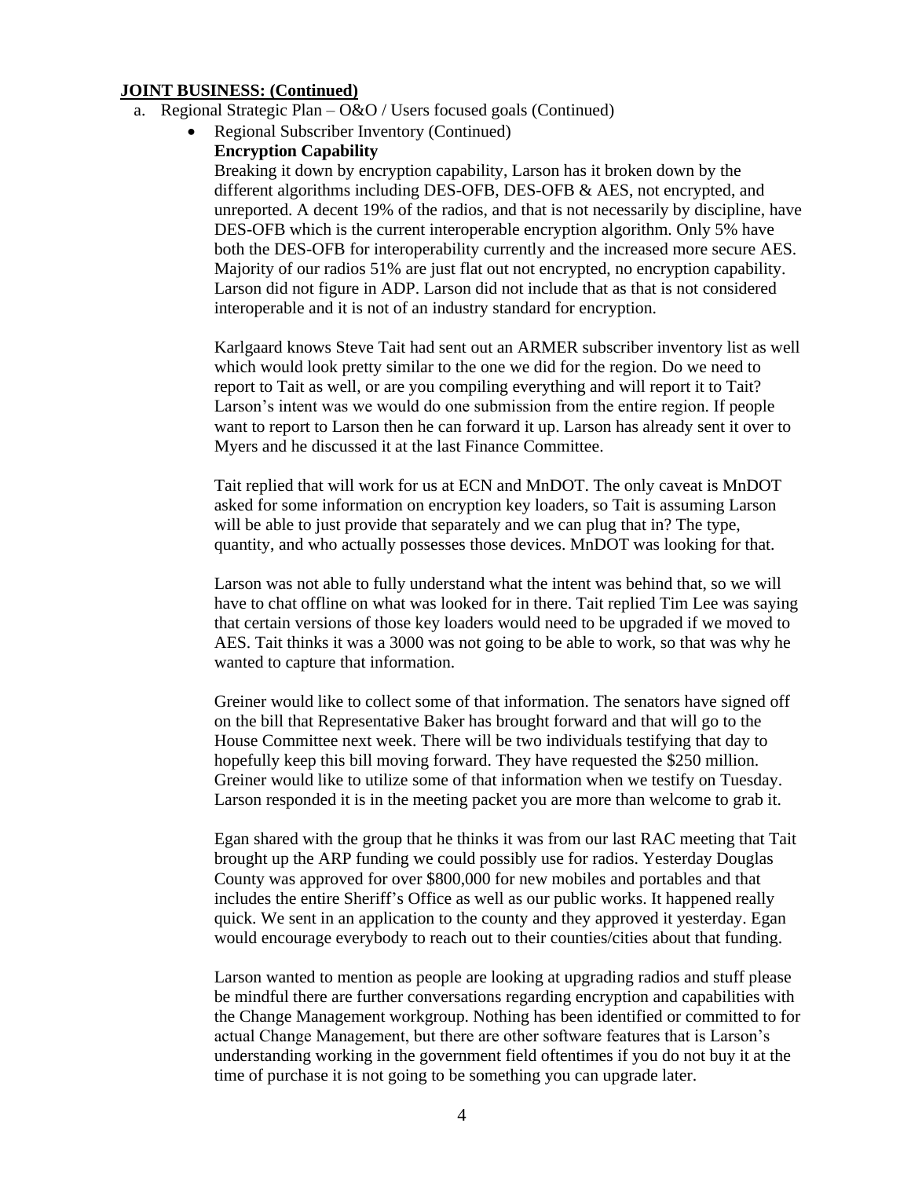**JOINT BUSINESS: (Continued)**

a. Regional Strategic Plan – O&O / Users focused goals (Continued)

- Regional Subscriber Inventory (Continued)

**Encryption Capability**

Breaking it down by encryption capability, Larson has it broken down by the different algorithms including DES-OFB, DES-OFB & AES, not encrypted, and unreported. A decent 19% of the radios, and that is not necessarily by discipline, have DES-OFB which is the current interoperable encryption algorithm. Only 5% have both the DES-OFB for interoperability currently and the increased more secure AES. Majority of our radios 51% are just flat out not encrypted, no encryption capability. Larson did not figure in ADP. Larson did not include that as that is not considered interoperable and it is not of an industry standard for encryption.

Karlgaard knows Steve Tait had sent out an ARMER subscriber inventory list as well which would look pretty similar to the one we did for the region. Do we need to report to Tait as well, or are you compiling everything and will report it to Tait? Larson's intent was we would do one submission from the entire region. If people want to report to Larson then he can forward it up. Larson has already sent it over to Myers and he discussed it at the last Finance Committee.

Tait replied that will work for us at ECN and MnDOT. The only caveat is MnDOT asked for some information on encryption key loaders, so Tait is assuming Larson will be able to just provide that separately and we can plug that in? The type, quantity, and who actually possesses those devices. MnDOT was looking for that.

Larson was not able to fully understand what the intent was behind that, so we will have to chat offline on what was looked for in there. Tait replied Tim Lee was saying that certain versions of those key loaders would need to be upgraded if we moved to AES. Tait thinks it was a 3000 was not going to be able to work, so that was why he wanted to capture that information.

Greiner would like to collect some of that information. The senators have signed off on the bill that Representative Baker has brought forward and that will go to the House Committee next week. There will be two individuals testifying that day to hopefully keep this bill moving forward. They have requested the $250 million. Greiner would like to utilize some of that information when we testify on Tuesday. Larson responded it is in the meeting packet you are more than welcome to grab it.

Egan shared with the group that he thinks it was from our last RAC meeting that Tait brought up the ARP funding we could possibly use for radios. Yesterday Douglas County was approved for over $800,000 for new mobiles and portables and that includes the entire Sheriff's Office as well as our public works. It happened really quick. We sent in an application to the county and they approved it yesterday. Egan would encourage everybody to reach out to their counties/cities about that funding.

Larson wanted to mention as people are looking at upgrading radios and stuff please be mindful there are further conversations regarding encryption and capabilities with the Change Management workgroup. Nothing has been identified or committed to for actual Change Management, but there are other software features that is Larson's understanding working in the government field oftentimes if you do not buy it at the time of purchase it is not going to be something you can upgrade later.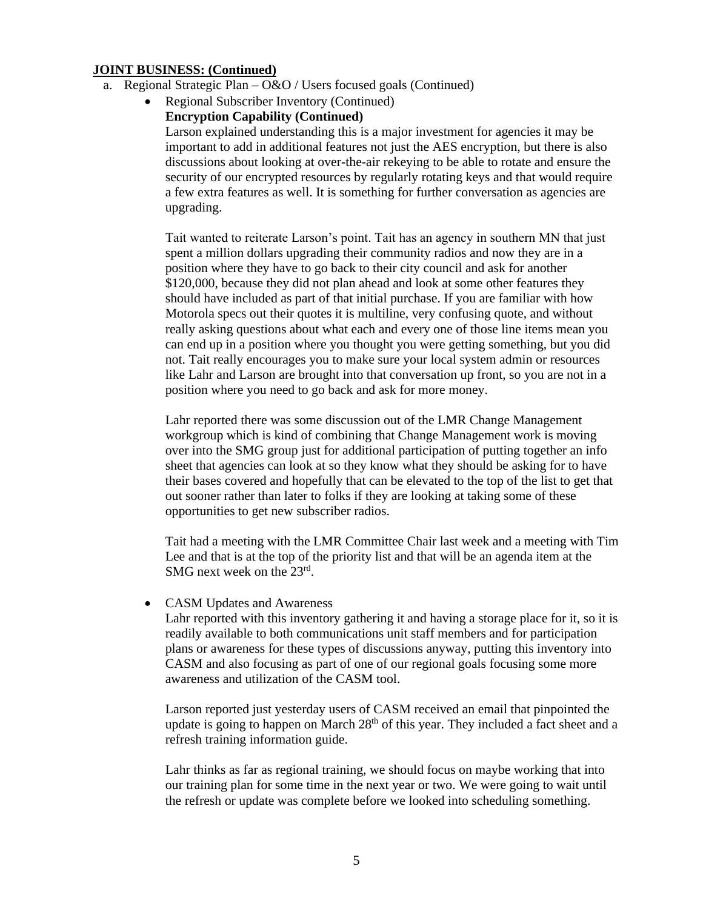**JOINT BUSINESS: (Continued)**

a. Regional Strategic Plan – O&O / Users focused goals (Continued)

- Regional Subscriber Inventory (Continued)

  **Encryption Capability (Continued)**

  Larson explained understanding this is a major investment for agencies it may be important to add in additional features not just the AES encryption, but there is also discussions about looking at over-the-air rekeying to be able to rotate and ensure the security of our encrypted resources by regularly rotating keys and that would require a few extra features as well. It is something for further conversation as agencies are upgrading.

  Tait wanted to reiterate Larson's point. Tait has an agency in southern MN that just spent a million dollars upgrading their community radios and now they are in a position where they have to go back to their city council and ask for another $120,000, because they did not plan ahead and look at some other features they should have included as part of that initial purchase. If you are familiar with how Motorola specs out their quotes it is multiline, very confusing quote, and without really asking questions about what each and every one of those line items mean you can end up in a position where you thought you were getting something, but you did not. Tait really encourages you to make sure your local system admin or resources like Lahr and Larson are brought into that conversation up front, so you are not in a position where you need to go back and ask for more money.

  Lahr reported there was some discussion out of the LMR Change Management workgroup which is kind of combining that Change Management work is moving over into the SMG group just for additional participation of putting together an info sheet that agencies can look at so they know what they should be asking for to have their bases covered and hopefully that can be elevated to the top of the list to get that out sooner rather than later to folks if they are looking at taking some of these opportunities to get new subscriber radios.

  Tait had a meeting with the LMR Committee Chair last week and a meeting with Tim Lee and that is at the top of the priority list and that will be an agenda item at the SMG next week on the 23rd.

- CASM Updates and Awareness

  Lahr reported with this inventory gathering it and having a storage place for it, so it is readily available to both communications unit staff members and for participation plans or awareness for these types of discussions anyway, putting this inventory into CASM and also focusing as part of one of our regional goals focusing some more awareness and utilization of the CASM tool.

  Larson reported just yesterday users of CASM received an email that pinpointed the update is going to happen on March 28th of this year. They included a fact sheet and a refresh training information guide.

  Lahr thinks as far as regional training, we should focus on maybe working that into our training plan for some time in the next year or two. We were going to wait until the refresh or update was complete before we looked into scheduling something.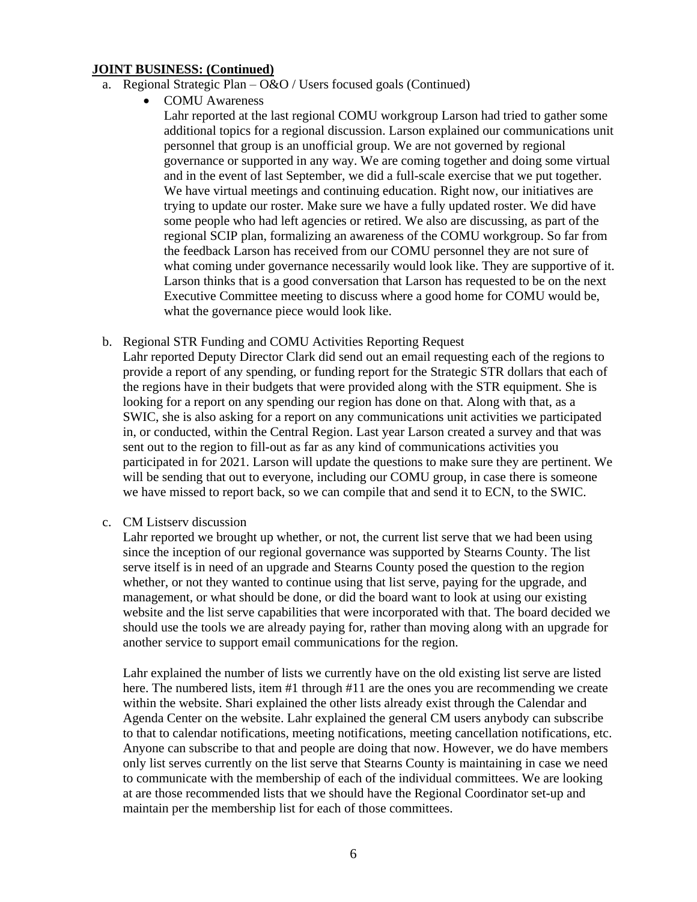**JOINT BUSINESS: (Continued)**

a. Regional Strategic Plan – O&O / Users focused goals (Continued)

- COMU Awareness

  Lahr reported at the last regional COMU workgroup Larson had tried to gather some additional topics for a regional discussion. Larson explained our communications unit personnel that group is an unofficial group. We are not governed by regional governance or supported in any way. We are coming together and doing some virtual and in the event of last September, we did a full-scale exercise that we put together. We have virtual meetings and continuing education. Right now, our initiatives are trying to update our roster. Make sure we have a fully updated roster. We did have some people who had left agencies or retired. We also are discussing, as part of the regional SCIP plan, formalizing an awareness of the COMU workgroup. So far from the feedback Larson has received from our COMU personnel they are not sure of what coming under governance necessarily would look like. They are supportive of it. Larson thinks that is a good conversation that Larson has requested to be on the next Executive Committee meeting to discuss where a good home for COMU would be, what the governance piece would look like.

b. Regional STR Funding and COMU Activities Reporting Request

Lahr reported Deputy Director Clark did send out an email requesting each of the regions to provide a report of any spending, or funding report for the Strategic STR dollars that each of the regions have in their budgets that were provided along with the STR equipment. She is looking for a report on any spending our region has done on that. Along with that, as a SWIC, she is also asking for a report on any communications unit activities we participated in, or conducted, within the Central Region. Last year Larson created a survey and that was sent out to the region to fill-out as far as any kind of communications activities you participated in for 2021. Larson will update the questions to make sure they are pertinent. We will be sending that out to everyone, including our COMU group, in case there is someone we have missed to report back, so we can compile that and send it to ECN, to the SWIC.

c. CM Listserv discussion

Lahr reported we brought up whether, or not, the current list serve that we had been using since the inception of our regional governance was supported by Stearns County. The list serve itself is in need of an upgrade and Stearns County posed the question to the region whether, or not they wanted to continue using that list serve, paying for the upgrade, and management, or what should be done, or did the board want to look at using our existing website and the list serve capabilities that were incorporated with that. The board decided we should use the tools we are already paying for, rather than moving along with an upgrade for another service to support email communications for the region.

Lahr explained the number of lists we currently have on the old existing list serve are listed here. The numbered lists, item #1 through #11 are the ones you are recommending we create within the website. Shari explained the other lists already exist through the Calendar and Agenda Center on the website. Lahr explained the general CM users anybody can subscribe to that to calendar notifications, meeting notifications, meeting cancellation notifications, etc. Anyone can subscribe to that and people are doing that now. However, we do have members only list serves currently on the list serve that Stearns County is maintaining in case we need to communicate with the membership of each of the individual committees. We are looking at are those recommended lists that we should have the Regional Coordinator set-up and maintain per the membership list for each of those committees.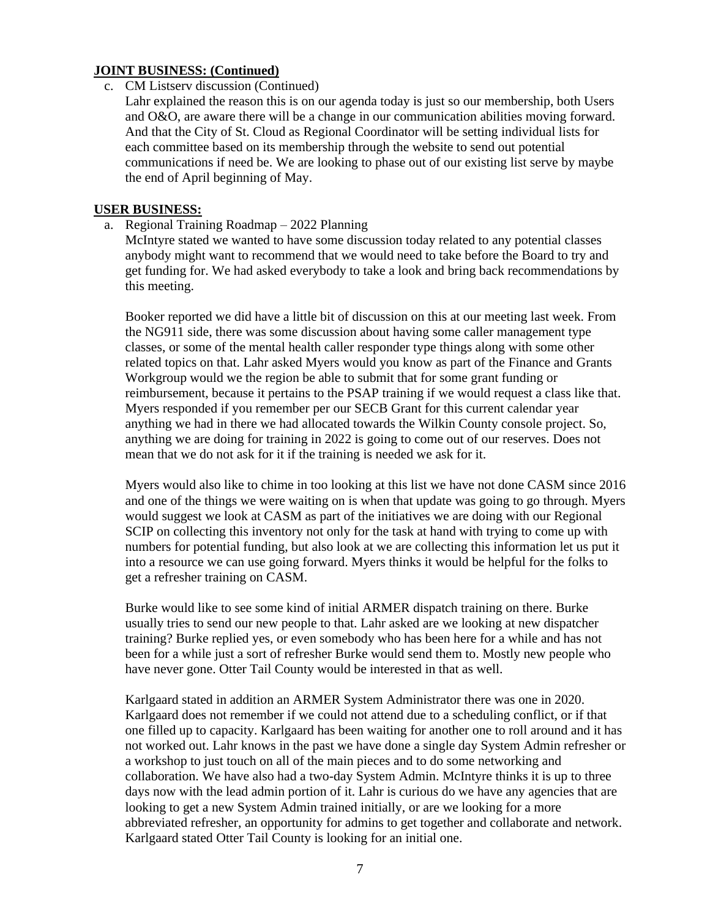**JOINT BUSINESS: (Continued)**

c. CM Listserv discussion (Continued)

Lahr explained the reason this is on our agenda today is just so our membership, both Users and O&O, are aware there will be a change in our communication abilities moving forward. And that the City of St. Cloud as Regional Coordinator will be setting individual lists for each committee based on its membership through the website to send out potential communications if need be. We are looking to phase out of our existing list serve by maybe the end of April beginning of May.

**USER BUSINESS:**

a. Regional Training Roadmap – 2022 Planning

McIntyre stated we wanted to have some discussion today related to any potential classes anybody might want to recommend that we would need to take before the Board to try and get funding for. We had asked everybody to take a look and bring back recommendations by this meeting.

Booker reported we did have a little bit of discussion on this at our meeting last week. From the NG911 side, there was some discussion about having some caller management type classes, or some of the mental health caller responder type things along with some other related topics on that. Lahr asked Myers would you know as part of the Finance and Grants Workgroup would we the region be able to submit that for some grant funding or reimbursement, because it pertains to the PSAP training if we would request a class like that. Myers responded if you remember per our SECB Grant for this current calendar year anything we had in there we had allocated towards the Wilkin County console project. So, anything we are doing for training in 2022 is going to come out of our reserves. Does not mean that we do not ask for it if the training is needed we ask for it.

Myers would also like to chime in too looking at this list we have not done CASM since 2016 and one of the things we were waiting on is when that update was going to go through. Myers would suggest we look at CASM as part of the initiatives we are doing with our Regional SCIP on collecting this inventory not only for the task at hand with trying to come up with numbers for potential funding, but also look at we are collecting this information let us put it into a resource we can use going forward. Myers thinks it would be helpful for the folks to get a refresher training on CASM.

Burke would like to see some kind of initial ARMER dispatch training on there. Burke usually tries to send our new people to that. Lahr asked are we looking at new dispatcher training? Burke replied yes, or even somebody who has been here for a while and has not been for a while just a sort of refresher Burke would send them to. Mostly new people who have never gone. Otter Tail County would be interested in that as well.

Karlgaard stated in addition an ARMER System Administrator there was one in 2020. Karlgaard does not remember if we could not attend due to a scheduling conflict, or if that one filled up to capacity. Karlgaard has been waiting for another one to roll around and it has not worked out. Lahr knows in the past we have done a single day System Admin refresher or a workshop to just touch on all of the main pieces and to do some networking and collaboration. We have also had a two-day System Admin. McIntyre thinks it is up to three days now with the lead admin portion of it. Lahr is curious do we have any agencies that are looking to get a new System Admin trained initially, or are we looking for a more abbreviated refresher, an opportunity for admins to get together and collaborate and network. Karlgaard stated Otter Tail County is looking for an initial one.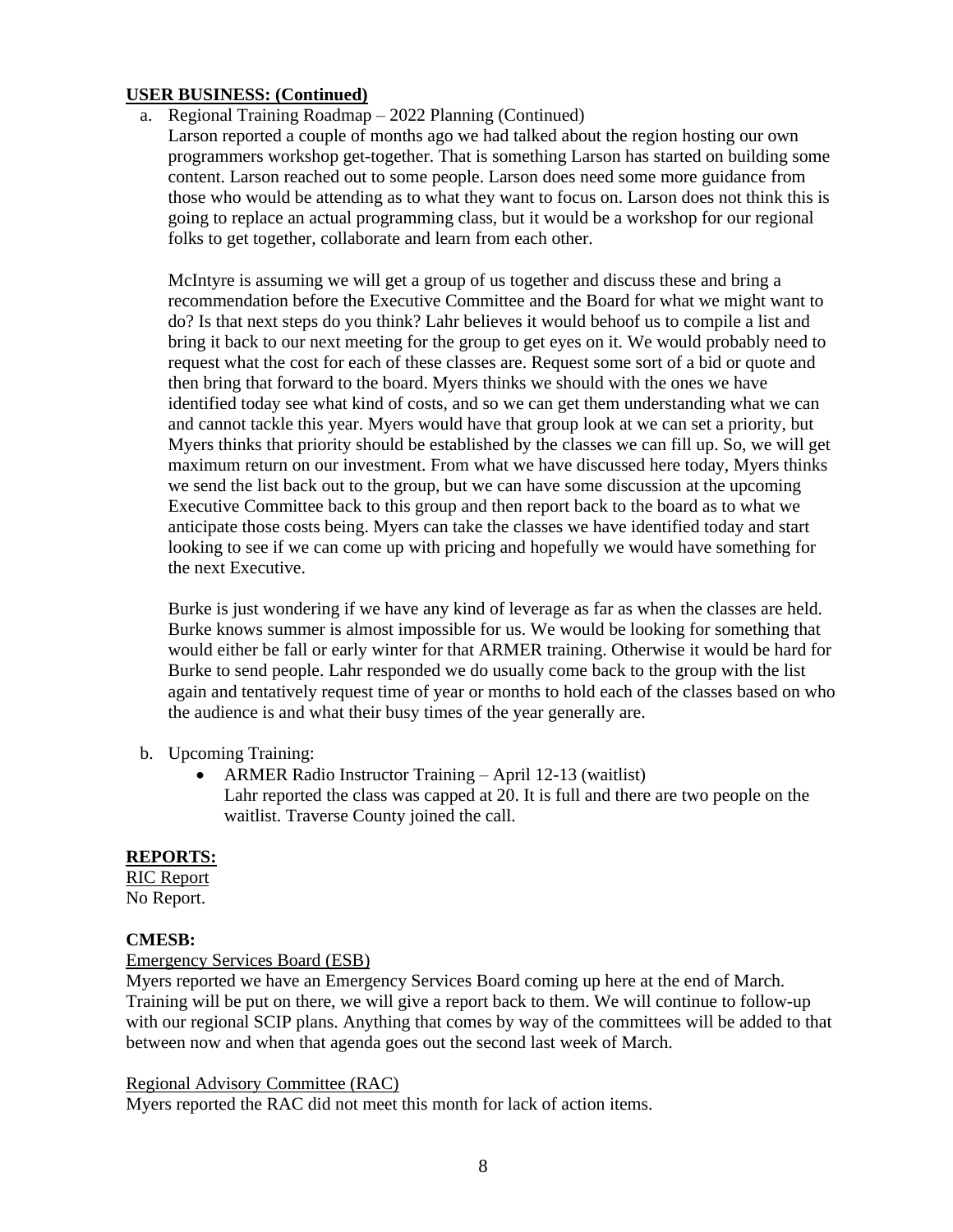**USER BUSINESS: (Continued)**

a. Regional Training Roadmap – 2022 Planning (Continued)
   Larson reported a couple of months ago we had talked about the region hosting our own programmers workshop get-together. That is something Larson has started on building some content. Larson reached out to some people. Larson does need some more guidance from those who would be attending as to what they want to focus on. Larson does not think this is going to replace an actual programming class, but it would be a workshop for our regional folks to get together, collaborate and learn from each other.

   McIntyre is assuming we will get a group of us together and discuss these and bring a recommendation before the Executive Committee and the Board for what we might want to do? Is that next steps do you think? Lahr believes it would behoof us to compile a list and bring it back to our next meeting for the group to get eyes on it. We would probably need to request what the cost for each of these classes are. Request some sort of a bid or quote and then bring that forward to the board. Myers thinks we should with the ones we have identified today see what kind of costs, and so we can get them understanding what we can and cannot tackle this year. Myers would have that group look at we can set a priority, but Myers thinks that priority should be established by the classes we can fill up. So, we will get maximum return on our investment. From what we have discussed here today, Myers thinks we send the list back out to the group, but we can have some discussion at the upcoming Executive Committee back to this group and then report back to the board as to what we anticipate those costs being. Myers can take the classes we have identified today and start looking to see if we can come up with pricing and hopefully we would have something for the next Executive.

   Burke is just wondering if we have any kind of leverage as far as when the classes are held. Burke knows summer is almost impossible for us. We would be looking for something that would either be fall or early winter for that ARMER training. Otherwise it would be hard for Burke to send people. Lahr responded we do usually come back to the group with the list again and tentatively request time of year or months to hold each of the classes based on who the audience is and what their busy times of the year generally are.

b. Upcoming Training:
   - ARMER Radio Instructor Training – April 12-13 (waitlist)
     Lahr reported the class was capped at 20. It is full and there are two people on the waitlist. Traverse County joined the call.

**REPORTS:**

<u>RIC Report</u>
No Report.

**CMESB:**

<u>Emergency Services Board (ESB)</u>
Myers reported we have an Emergency Services Board coming up here at the end of March. Training will be put on there, we will give a report back to them. We will continue to follow-up with our regional SCIP plans. Anything that comes by way of the committees will be added to that between now and when that agenda goes out the second last week of March.

<u>Regional Advisory Committee (RAC)</u>
Myers reported the RAC did not meet this month for lack of action items.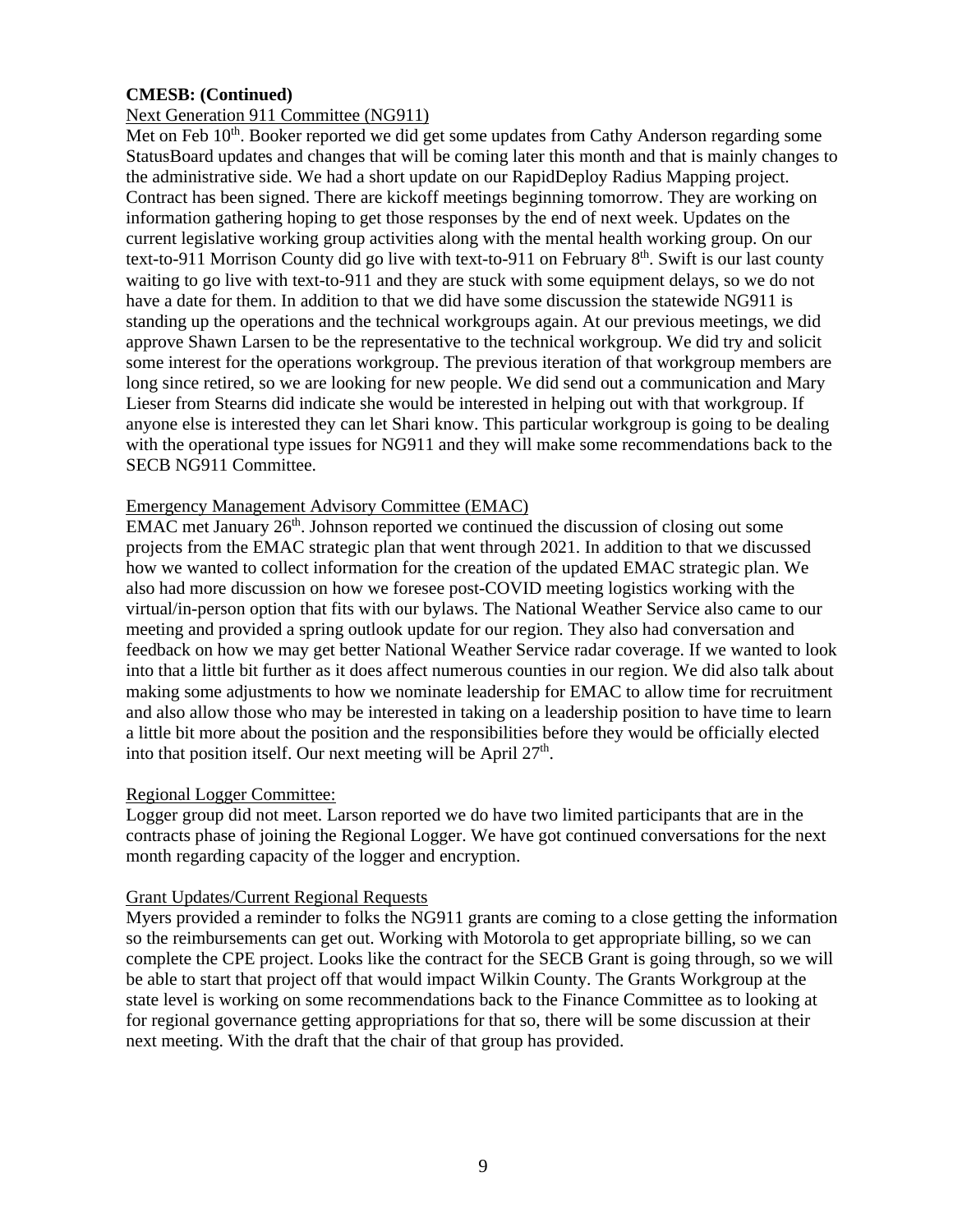**CMESB: (Continued)**

Next Generation 911 Committee (NG911)

Met on Feb 10th. Booker reported we did get some updates from Cathy Anderson regarding some StatusBoard updates and changes that will be coming later this month and that is mainly changes to the administrative side. We had a short update on our RapidDeploy Radius Mapping project. Contract has been signed. There are kickoff meetings beginning tomorrow. They are working on information gathering hoping to get those responses by the end of next week. Updates on the current legislative working group activities along with the mental health working group. On our text-to-911 Morrison County did go live with text-to-911 on February 8th. Swift is our last county waiting to go live with text-to-911 and they are stuck with some equipment delays, so we do not have a date for them. In addition to that we did have some discussion the statewide NG911 is standing up the operations and the technical workgroups again. At our previous meetings, we did approve Shawn Larsen to be the representative to the technical workgroup. We did try and solicit some interest for the operations workgroup. The previous iteration of that workgroup members are long since retired, so we are looking for new people. We did send out a communication and Mary Lieser from Stearns did indicate she would be interested in helping out with that workgroup. If anyone else is interested they can let Shari know. This particular workgroup is going to be dealing with the operational type issues for NG911 and they will make some recommendations back to the SECB NG911 Committee.

Emergency Management Advisory Committee (EMAC)

EMAC met January 26th. Johnson reported we continued the discussion of closing out some projects from the EMAC strategic plan that went through 2021. In addition to that we discussed how we wanted to collect information for the creation of the updated EMAC strategic plan. We also had more discussion on how we foresee post-COVID meeting logistics working with the virtual/in-person option that fits with our bylaws. The National Weather Service also came to our meeting and provided a spring outlook update for our region. They also had conversation and feedback on how we may get better National Weather Service radar coverage. If we wanted to look into that a little bit further as it does affect numerous counties in our region. We did also talk about making some adjustments to how we nominate leadership for EMAC to allow time for recruitment and also allow those who may be interested in taking on a leadership position to have time to learn a little bit more about the position and the responsibilities before they would be officially elected into that position itself. Our next meeting will be April 27th.

Regional Logger Committee:

Logger group did not meet. Larson reported we do have two limited participants that are in the contracts phase of joining the Regional Logger. We have got continued conversations for the next month regarding capacity of the logger and encryption.

Grant Updates/Current Regional Requests

Myers provided a reminder to folks the NG911 grants are coming to a close getting the information so the reimbursements can get out. Working with Motorola to get appropriate billing, so we can complete the CPE project. Looks like the contract for the SECB Grant is going through, so we will be able to start that project off that would impact Wilkin County. The Grants Workgroup at the state level is working on some recommendations back to the Finance Committee as to looking at for regional governance getting appropriations for that so, there will be some discussion at their next meeting. With the draft that the chair of that group has provided.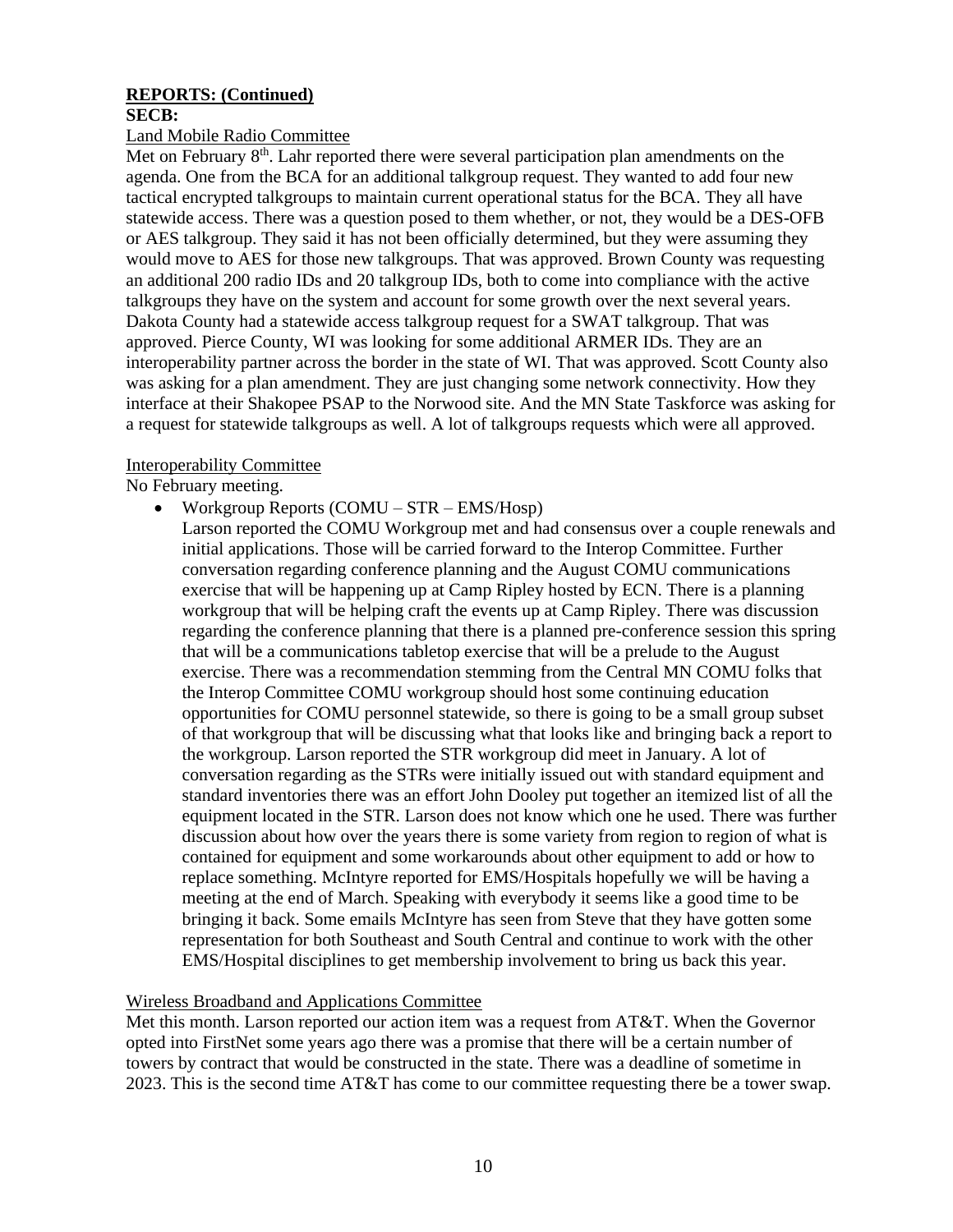**REPORTS: (Continued)**

**SECB:**

Land Mobile Radio Committee

Met on February 8th. Lahr reported there were several participation plan amendments on the agenda. One from the BCA for an additional talkgroup request. They wanted to add four new tactical encrypted talkgroups to maintain current operational status for the BCA. They all have statewide access. There was a question posed to them whether, or not, they would be a DES-OFB or AES talkgroup. They said it has not been officially determined, but they were assuming they would move to AES for those new talkgroups. That was approved. Brown County was requesting an additional 200 radio IDs and 20 talkgroup IDs, both to come into compliance with the active talkgroups they have on the system and account for some growth over the next several years. Dakota County had a statewide access talkgroup request for a SWAT talkgroup. That was approved. Pierce County, WI was looking for some additional ARMER IDs. They are an interoperability partner across the border in the state of WI. That was approved. Scott County also was asking for a plan amendment. They are just changing some network connectivity. How they interface at their Shakopee PSAP to the Norwood site. And the MN State Taskforce was asking for a request for statewide talkgroups as well. A lot of talkgroups requests which were all approved.

Interoperability Committee

No February meeting.

- Workgroup Reports (COMU – STR – EMS/Hosp)
  Larson reported the COMU Workgroup met and had consensus over a couple renewals and initial applications. Those will be carried forward to the Interop Committee. Further conversation regarding conference planning and the August COMU communications exercise that will be happening up at Camp Ripley hosted by ECN. There is a planning workgroup that will be helping craft the events up at Camp Ripley. There was discussion regarding the conference planning that there is a planned pre-conference session this spring that will be a communications tabletop exercise that will be a prelude to the August exercise. There was a recommendation stemming from the Central MN COMU folks that the Interop Committee COMU workgroup should host some continuing education opportunities for COMU personnel statewide, so there is going to be a small group subset of that workgroup that will be discussing what that looks like and bringing back a report to the workgroup. Larson reported the STR workgroup did meet in January. A lot of conversation regarding as the STRs were initially issued out with standard equipment and standard inventories there was an effort John Dooley put together an itemized list of all the equipment located in the STR. Larson does not know which one he used. There was further discussion about how over the years there is some variety from region to region of what is contained for equipment and some workarounds about other equipment to add or how to replace something. McIntyre reported for EMS/Hospitals hopefully we will be having a meeting at the end of March. Speaking with everybody it seems like a good time to be bringing it back. Some emails McIntyre has seen from Steve that they have gotten some representation for both Southeast and South Central and continue to work with the other EMS/Hospital disciplines to get membership involvement to bring us back this year.

Wireless Broadband and Applications Committee

Met this month. Larson reported our action item was a request from AT&T. When the Governor opted into FirstNet some years ago there was a promise that there will be a certain number of towers by contract that would be constructed in the state. There was a deadline of sometime in 2023. This is the second time AT&T has come to our committee requesting there be a tower swap.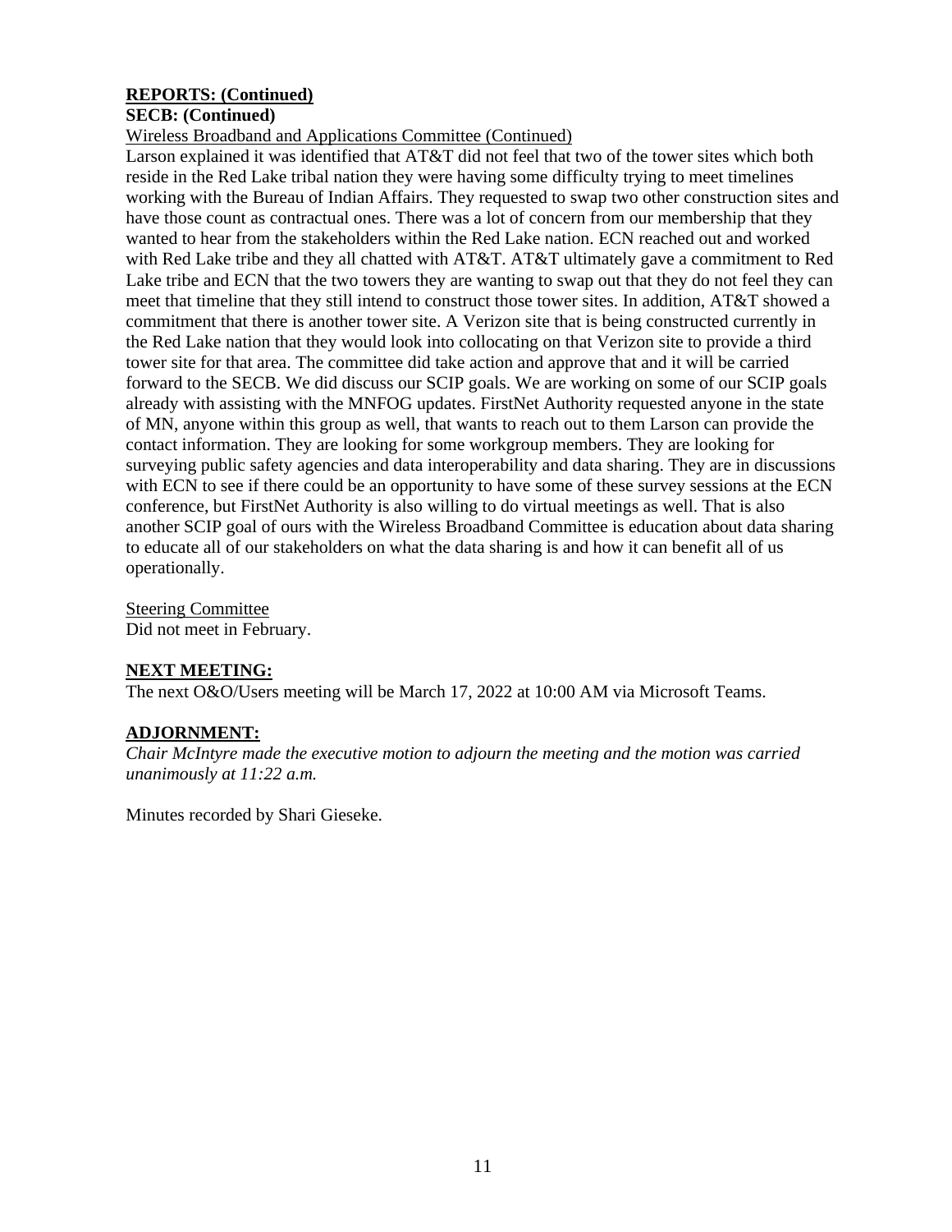**REPORTS: (Continued)**

**SECB: (Continued)**

Wireless Broadband and Applications Committee (Continued)

Larson explained it was identified that AT&T did not feel that two of the tower sites which both reside in the Red Lake tribal nation they were having some difficulty trying to meet timelines working with the Bureau of Indian Affairs. They requested to swap two other construction sites and have those count as contractual ones. There was a lot of concern from our membership that they wanted to hear from the stakeholders within the Red Lake nation. ECN reached out and worked with Red Lake tribe and they all chatted with AT&T. AT&T ultimately gave a commitment to Red Lake tribe and ECN that the two towers they are wanting to swap out that they do not feel they can meet that timeline that they still intend to construct those tower sites. In addition, AT&T showed a commitment that there is another tower site. A Verizon site that is being constructed currently in the Red Lake nation that they would look into collocating on that Verizon site to provide a third tower site for that area. The committee did take action and approve that and it will be carried forward to the SECB. We did discuss our SCIP goals. We are working on some of our SCIP goals already with assisting with the MNFOG updates. FirstNet Authority requested anyone in the state of MN, anyone within this group as well, that wants to reach out to them Larson can provide the contact information. They are looking for some workgroup members. They are looking for surveying public safety agencies and data interoperability and data sharing. They are in discussions with ECN to see if there could be an opportunity to have some of these survey sessions at the ECN conference, but FirstNet Authority is also willing to do virtual meetings as well. That is also another SCIP goal of ours with the Wireless Broadband Committee is education about data sharing to educate all of our stakeholders on what the data sharing is and how it can benefit all of us operationally.

Steering Committee

Did not meet in February.

**NEXT MEETING:**

The next O&O/Users meeting will be March 17, 2022 at 10:00 AM via Microsoft Teams.

**ADJOURNMENT:**

*Chair McIntyre made the executive motion to adjourn the meeting and the motion was carried unanimously at 11:22 a.m.*

Minutes recorded by Shari Gieseke.